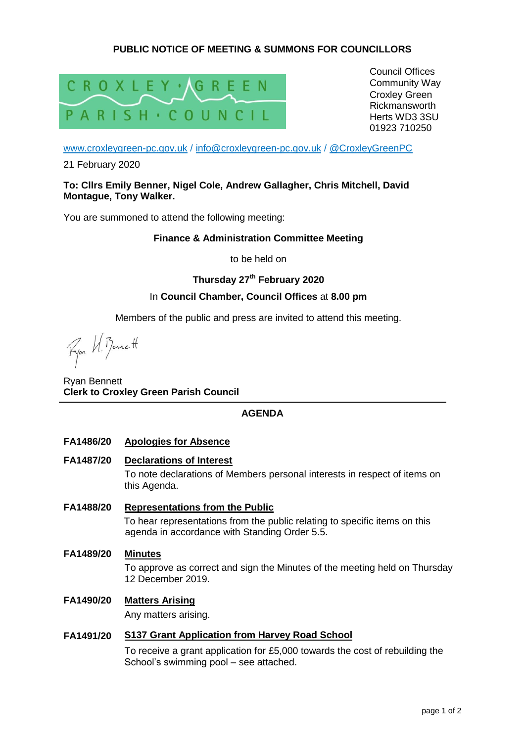**PUBLIC NOTICE OF MEETING & SUMMONS FOR COUNCILLORS**

CROXLEY GREEN PARISH COUNCIL

Council Offices
Community Way
Croxley Green
Rickmansworth
Herts WD3 3SU
01923 710250

www.croxleygreen-pc.gov.uk / info@croxleygreen-pc.gov.uk / @CroxleyGreenPC

21 February 2020

**To: Cllrs Emily Benner, Nigel Cole, Andrew Gallagher, Chris Mitchell, David Montague, Tony Walker.**

You are summoned to attend the following meeting:

**Finance & Administration Committee Meeting**

to be held on

**Thursday 27th February 2020**

In **Council Chamber, Council Offices** at **8.00 pm**

Members of the public and press are invited to attend this meeting.

Ryan H. Bennett

Ryan Bennett
**Clerk to Croxley Green Parish Council**

---

## AGENDA

**FA1486/20** **Apologies for Absence**

**FA1487/20** **Declarations of Interest**

To note declarations of Members personal interests in respect of items on this Agenda.

**FA1488/20** **Representations from the Public**

To hear representations from the public relating to specific items on this agenda in accordance with Standing Order 5.5.

**FA1489/20** **Minutes**

To approve as correct and sign the Minutes of the meeting held on Thursday 12 December 2019.

**FA1490/20** **Matters Arising**

Any matters arising.

**FA1491/20** **S137 Grant Application from Harvey Road School**

To receive a grant application for £5,000 towards the cost of rebuilding the School's swimming pool – see attached.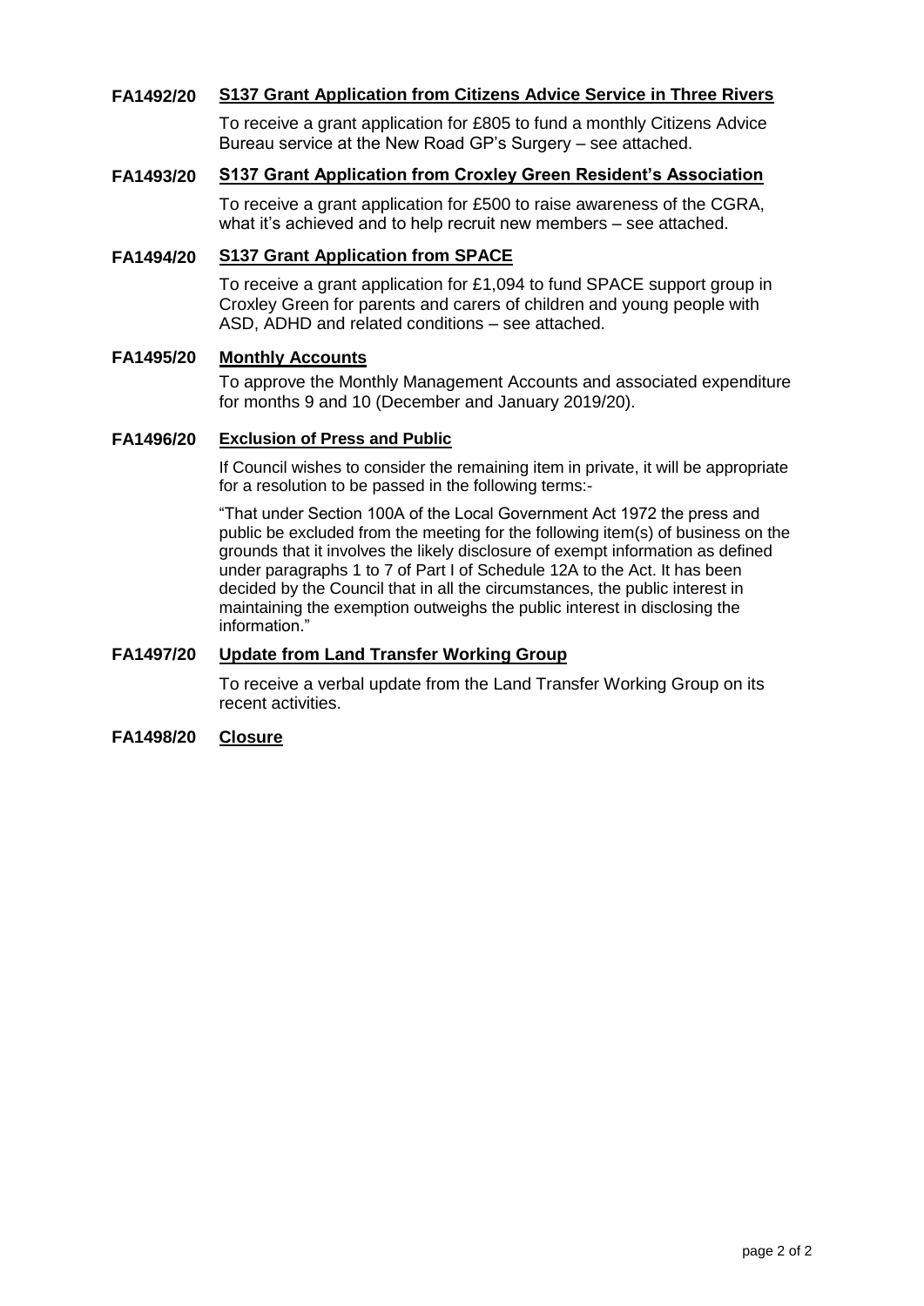**FA1492/20 S137 Grant Application from Citizens Advice Service in Three Rivers**

To receive a grant application for £805 to fund a monthly Citizens Advice Bureau service at the New Road GP's Surgery – see attached.

**FA1493/20 S137 Grant Application from Croxley Green Resident's Association**

To receive a grant application for £500 to raise awareness of the CGRA, what it's achieved and to help recruit new members – see attached.

**FA1494/20 S137 Grant Application from SPACE**

To receive a grant application for £1,094 to fund SPACE support group in Croxley Green for parents and carers of children and young people with ASD, ADHD and related conditions – see attached.

**FA1495/20 Monthly Accounts**

To approve the Monthly Management Accounts and associated expenditure for months 9 and 10 (December and January 2019/20).

**FA1496/20 Exclusion of Press and Public**

If Council wishes to consider the remaining item in private, it will be appropriate for a resolution to be passed in the following terms:-

"That under Section 100A of the Local Government Act 1972 the press and public be excluded from the meeting for the following item(s) of business on the grounds that it involves the likely disclosure of exempt information as defined under paragraphs 1 to 7 of Part I of Schedule 12A to the Act. It has been decided by the Council that in all the circumstances, the public interest in maintaining the exemption outweighs the public interest in disclosing the information."

**FA1497/20 Update from Land Transfer Working Group**

To receive a verbal update from the Land Transfer Working Group on its recent activities.

**FA1498/20 Closure**